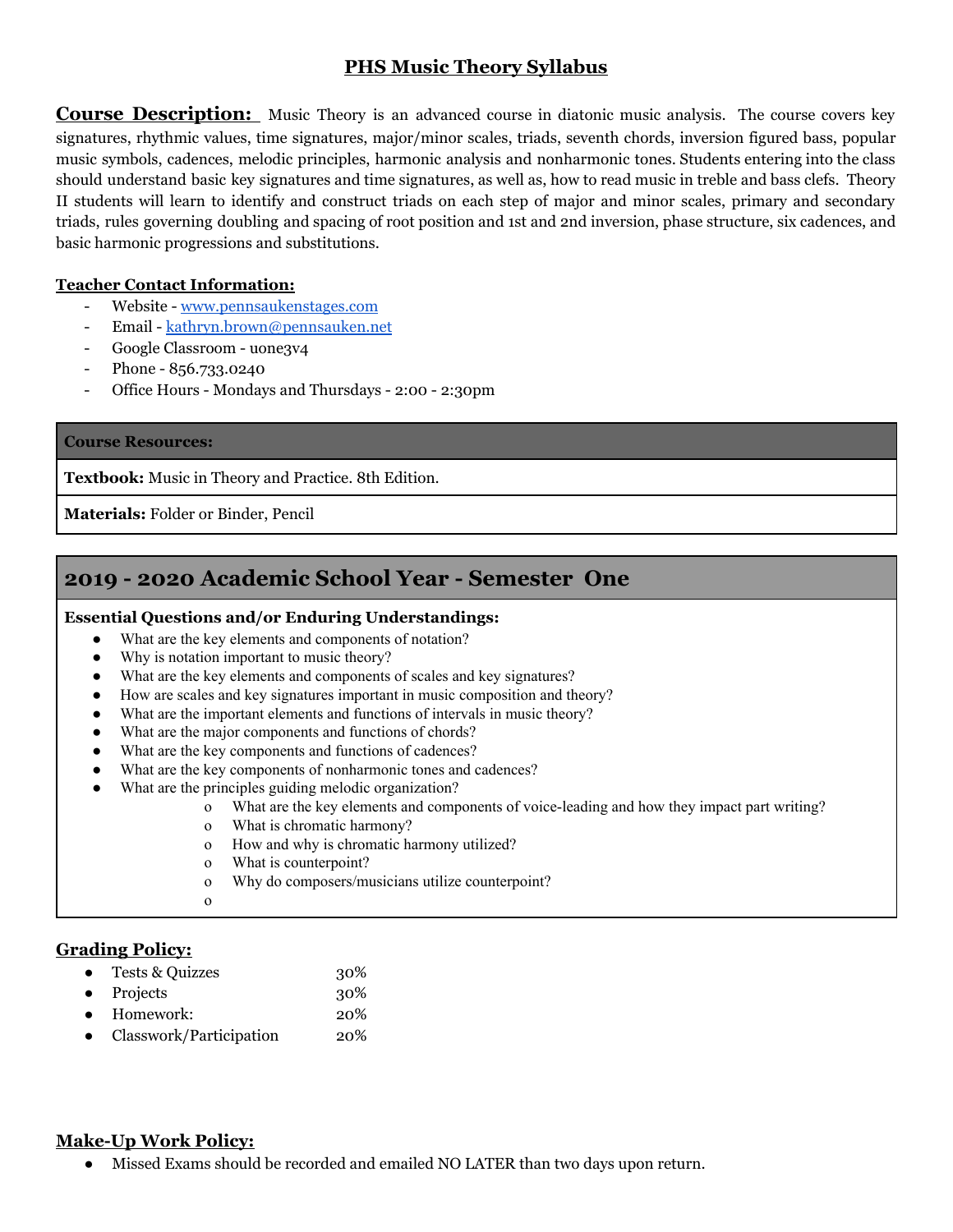# PHS Music Theory Syllabus

**Course Description:** Music Theory is an advanced course in diatonic music analysis. The course covers key signatures, rhythmic values, time signatures, major/minor scales, triads, seventh chords, inversion figured bass, popular music symbols, cadences, melodic principles, harmonic analysis and nonharmonic tones. Students entering into the class should understand basic key signatures and time signatures, as well as, how to read music in treble and bass clefs. Theory II students will learn to identify and construct triads on each step of major and minor scales, primary and secondary triads, rules governing doubling and spacing of root position and 1st and 2nd inversion, phase structure, six cadences, and basic harmonic progressions and substitutions.

**Teacher Contact Information:**

- Website - [www.pennsaukenstages.com](http://www.pennsaukenstages.com)
- Email - [kathryn.brown@pennsauken.net](mailto:kathryn.brown@pennsauken.net)
- Google Classroom - uone3v4
- Phone - 856.733.0240
- Office Hours - Mondays and Thursdays - 2:00 - 2:30pm

| **Course Resources:** |
| --- |
| **Textbook:** Music in Theory and Practice. 8th Edition. |
| **Materials:** Folder or Binder, Pencil |

## 2019 - 2020 Academic School Year - Semester One

**Essential Questions and/or Enduring Understandings:**

- What are the key elements and components of notation?
- Why is notation important to music theory?
- What are the key elements and components of scales and key signatures?
- How are scales and key signatures important in music composition and theory?
- What are the important elements and functions of intervals in music theory?
- What are the major components and functions of chords?
- What are the key components and functions of cadences?
- What are the key components of nonharmonic tones and cadences?
- What are the principles guiding melodic organization?
    - What are the key elements and components of voice-leading and how they impact part writing?
    - What is chromatic harmony?
    - How and why is chromatic harmony utilized?
    - What is counterpoint?
    - Why do composers/musicians utilize counterpoint?

**Grading Policy:**

- Tests & Quizzes 30%
- Projects 30%
- Homework: 20%
- Classwork/Participation 20%

**Make-Up Work Policy:**

- Missed Exams should be recorded and emailed NO LATER than two days upon return.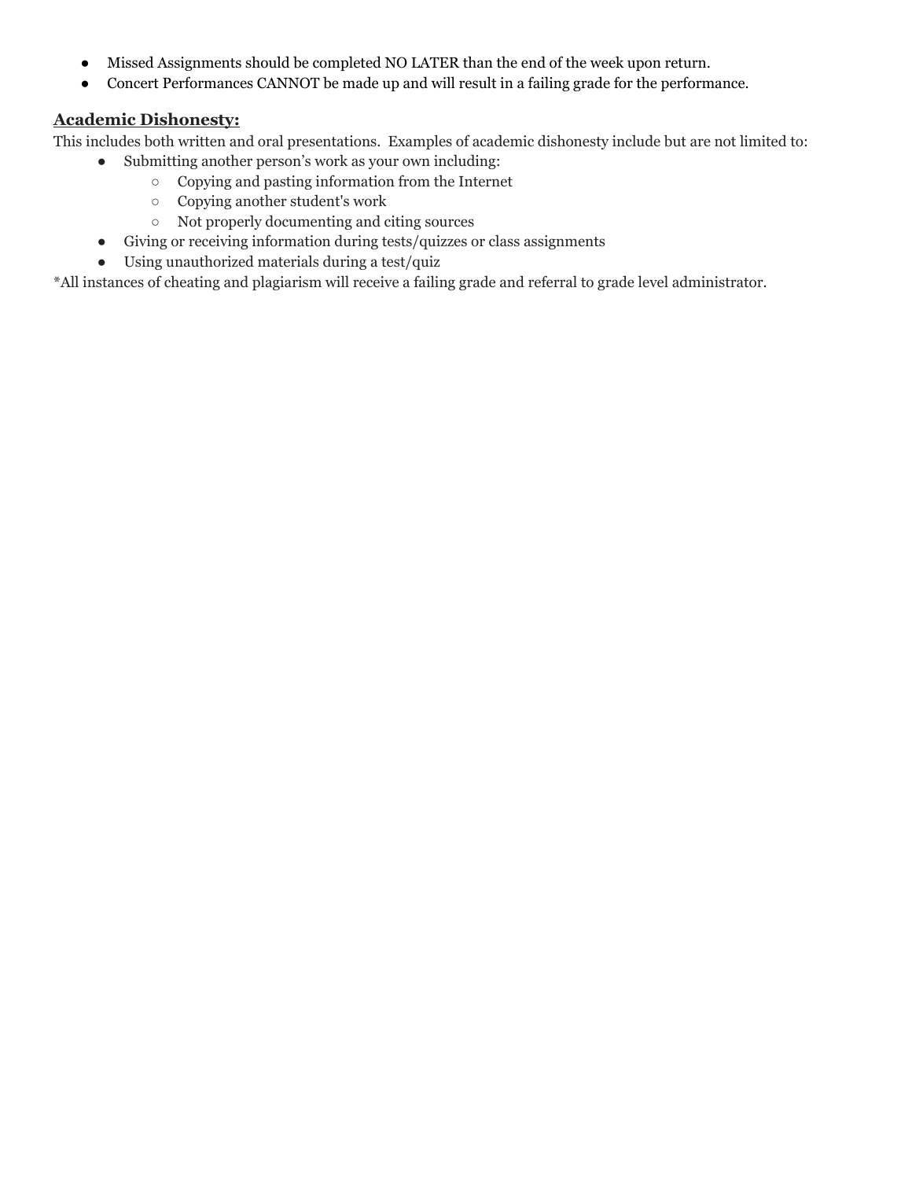- Missed Assignments should be completed NO LATER than the end of the week upon return.
- Concert Performances CANNOT be made up and will result in a failing grade for the performance.

## Academic Dishonesty:

This includes both written and oral presentations. Examples of academic dishonesty include but are not limited to:

- Submitting another person's work as your own including:
  - Copying and pasting information from the Internet
  - Copying another student's work
  - Not properly documenting and citing sources
- Giving or receiving information during tests/quizzes or class assignments
- Using unauthorized materials during a test/quiz

*All instances of cheating and plagiarism will receive a failing grade and referral to grade level administrator.